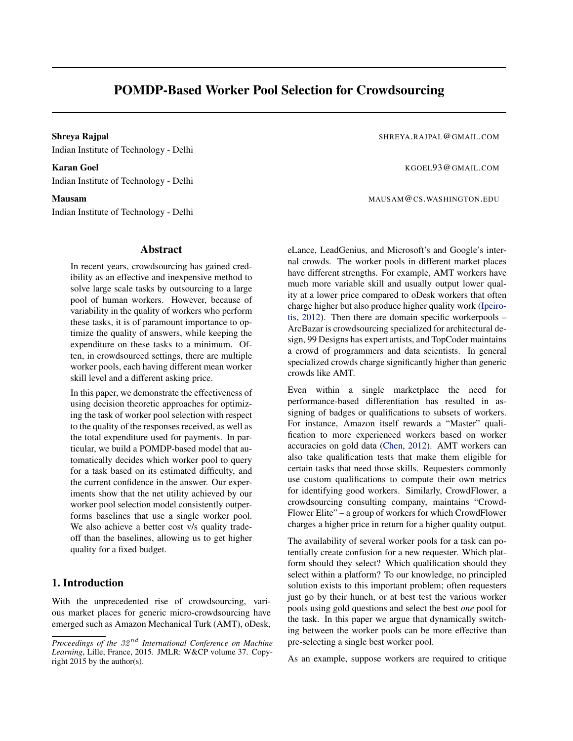# POMDP-Based Worker Pool Selection for Crowdsourcing

**Shreya Rajpal** SHREYA.RAJPAL@GMAIL.COM
Indian Institute of Technology - Delhi

**Karan Goel** KGOEL93@GMAIL.COM
Indian Institute of Technology - Delhi

**Mausam** MAUSAM@CS.WASHINGTON.EDU
Indian Institute of Technology - Delhi

## Abstract

In recent years, crowdsourcing has gained credibility as an effective and inexpensive method to solve large scale tasks by outsourcing to a large pool of human workers. However, because of variability in the quality of workers who perform these tasks, it is of paramount importance to optimize the quality of answers, while keeping the expenditure on these tasks to a minimum. Often, in crowdsourced settings, there are multiple worker pools, each having different mean worker skill level and a different asking price.

In this paper, we demonstrate the effectiveness of using decision theoretic approaches for optimizing the task of worker pool selection with respect to the quality of the responses received, as well as the total expenditure used for payments. In particular, we build a POMDP-based model that automatically decides which worker pool to query for a task based on its estimated difficulty, and the current confidence in the answer. Our experiments show that the net utility achieved by our worker pool selection model consistently outperforms baselines that use a single worker pool. We also achieve a better cost v/s quality tradeoff than the baselines, allowing us to get higher quality for a fixed budget.

## 1. Introduction

With the unprecedented rise of crowdsourcing, various market places for generic micro-crowdsourcing have emerged such as Amazon Mechanical Turk (AMT), oDesk, eLance, LeadGenius, and Microsoft's and Google's internal crowds. The worker pools in different market places have different strengths. For example, AMT workers have much more variable skill and usually output lower quality at a lower price compared to oDesk workers that often charge higher but also produce higher quality work (Ipeirotis, 2012). Then there are domain specific workerpools – ArcBazar is crowdsourcing specialized for architectural design, 99 Designs has expert artists, and TopCoder maintains a crowd of programmers and data scientists. In general specialized crowds charge significantly higher than generic crowds like AMT.

Even within a single marketplace the need for performance-based differentiation has resulted in assigning of badges or qualifications to subsets of workers. For instance, Amazon itself rewards a "Master" qualification to more experienced workers based on worker accuracies on gold data (Chen, 2012). AMT workers can also take qualification tests that make them eligible for certain tasks that need those skills. Requesters commonly use custom qualifications to compute their own metrics for identifying good workers. Similarly, CrowdFlower, a crowdsourcing consulting company, maintains "CrowdFlower Elite" – a group of workers for which CrowdFlower charges a higher price in return for a higher quality output.

The availability of several worker pools for a task can potentially create confusion for a new requester. Which platform should they select? Which qualification should they select within a platform? To our knowledge, no principled solution exists to this important problem; often requesters just go by their hunch, or at best test the various worker pools using gold questions and select the best *one* pool for the task. In this paper we argue that dynamically switching between the worker pools can be more effective than pre-selecting a single best worker pool.

As an example, suppose workers are required to critique

*Proceedings of the 32nd International Conference on Machine Learning*, Lille, France, 2015. JMLR: W&CP volume 37. Copyright 2015 by the author(s).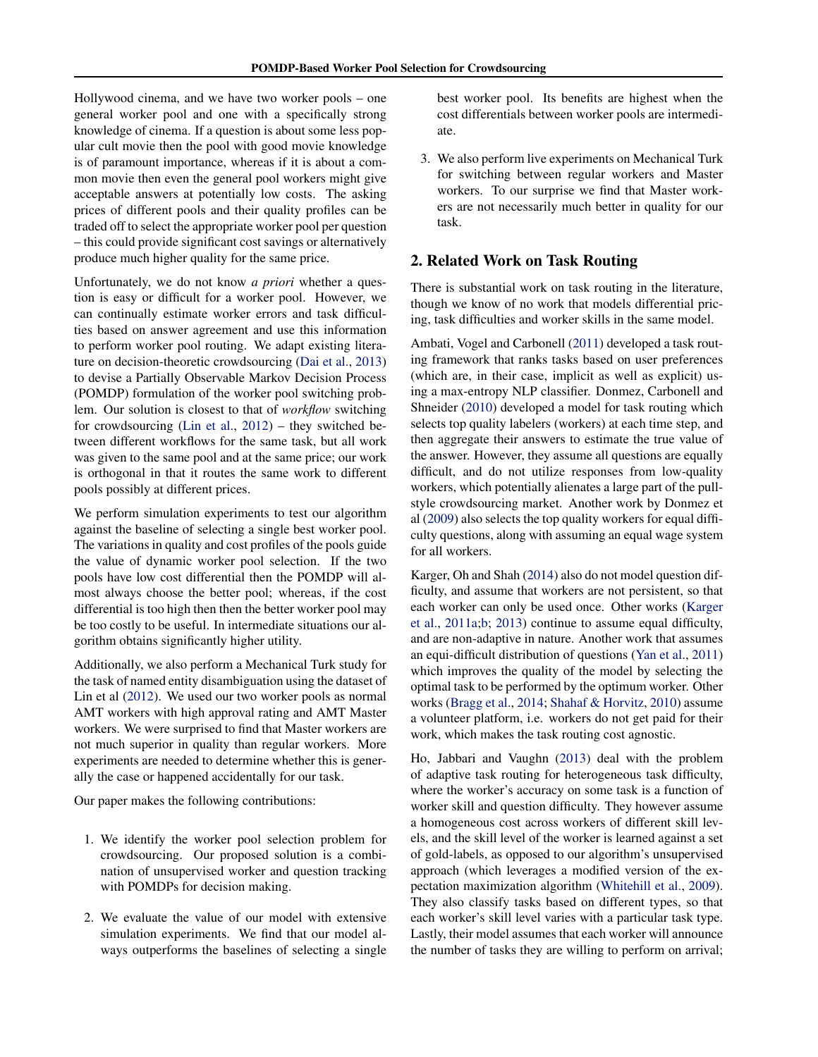Hollywood cinema, and we have two worker pools – one general worker pool and one with a specifically strong knowledge of cinema. If a question is about some less popular cult movie then the pool with good movie knowledge is of paramount importance, whereas if it is about a common movie then even the general pool workers might give acceptable answers at potentially low costs. The asking prices of different pools and their quality profiles can be traded off to select the appropriate worker pool per question – this could provide significant cost savings or alternatively produce much higher quality for the same price.

Unfortunately, we do not know *a priori* whether a question is easy or difficult for a worker pool. However, we can continually estimate worker errors and task difficulties based on answer agreement and use this information to perform worker pool routing. We adapt existing literature on decision-theoretic crowdsourcing (Dai et al., 2013) to devise a Partially Observable Markov Decision Process (POMDP) formulation of the worker pool switching problem. Our solution is closest to that of *workflow* switching for crowdsourcing (Lin et al., 2012) – they switched between different workflows for the same task, but all work was given to the same pool and at the same price; our work is orthogonal in that it routes the same work to different pools possibly at different prices.

We perform simulation experiments to test our algorithm against the baseline of selecting a single best worker pool. The variations in quality and cost profiles of the pools guide the value of dynamic worker pool selection. If the two pools have low cost differential then the POMDP will almost always choose the better pool; whereas, if the cost differential is too high then then the better worker pool may be too costly to be useful. In intermediate situations our algorithm obtains significantly higher utility.

Additionally, we also perform a Mechanical Turk study for the task of named entity disambiguation using the dataset of Lin et al (2012). We used our two worker pools as normal AMT workers with high approval rating and AMT Master workers. We were surprised to find that Master workers are not much superior in quality than regular workers. More experiments are needed to determine whether this is generally the case or happened accidentally for our task.

Our paper makes the following contributions:

1. We identify the worker pool selection problem for crowdsourcing. Our proposed solution is a combination of unsupervised worker and question tracking with POMDPs for decision making.

2. We evaluate the value of our model with extensive simulation experiments. We find that our model always outperforms the baselines of selecting a single best worker pool. Its benefits are highest when the cost differentials between worker pools are intermediate.

3. We also perform live experiments on Mechanical Turk for switching between regular workers and Master workers. To our surprise we find that Master workers are not necessarily much better in quality for our task.

## 2. Related Work on Task Routing

There is substantial work on task routing in the literature, though we know of no work that models differential pricing, task difficulties and worker skills in the same model.

Ambati, Vogel and Carbonell (2011) developed a task routing framework that ranks tasks based on user preferences (which are, in their case, implicit as well as explicit) using a max-entropy NLP classifier. Donmez, Carbonell and Shneider (2010) developed a model for task routing which selects top quality labelers (workers) at each time step, and then aggregate their answers to estimate the true value of the answer. However, they assume all questions are equally difficult, and do not utilize responses from low-quality workers, which potentially alienates a large part of the pull-style crowdsourcing market. Another work by Donmez et al (2009) also selects the top quality workers for equal difficulty questions, along with assuming an equal wage system for all workers.

Karger, Oh and Shah (2014) also do not model question difficulty, and assume that workers are not persistent, so that each worker can only be used once. Other works (Karger et al., 2011a;b; 2013) continue to assume equal difficulty, and are non-adaptive in nature. Another work that assumes an equi-difficult distribution of questions (Yan et al., 2011) which improves the quality of the model by selecting the optimal task to be performed by the optimum worker. Other works (Bragg et al., 2014; Shahaf & Horvitz, 2010) assume a volunteer platform, i.e. workers do not get paid for their work, which makes the task routing cost agnostic.

Ho, Jabbari and Vaughn (2013) deal with the problem of adaptive task routing for heterogeneous task difficulty, where the worker's accuracy on some task is a function of worker skill and question difficulty. They however assume a homogeneous cost across workers of different skill levels, and the skill level of the worker is learned against a set of gold-labels, as opposed to our algorithm's unsupervised approach (which leverages a modified version of the expectation maximization algorithm (Whitehill et al., 2009). They also classify tasks based on different types, so that each worker's skill level varies with a particular task type. Lastly, their model assumes that each worker will announce the number of tasks they are willing to perform on arrival;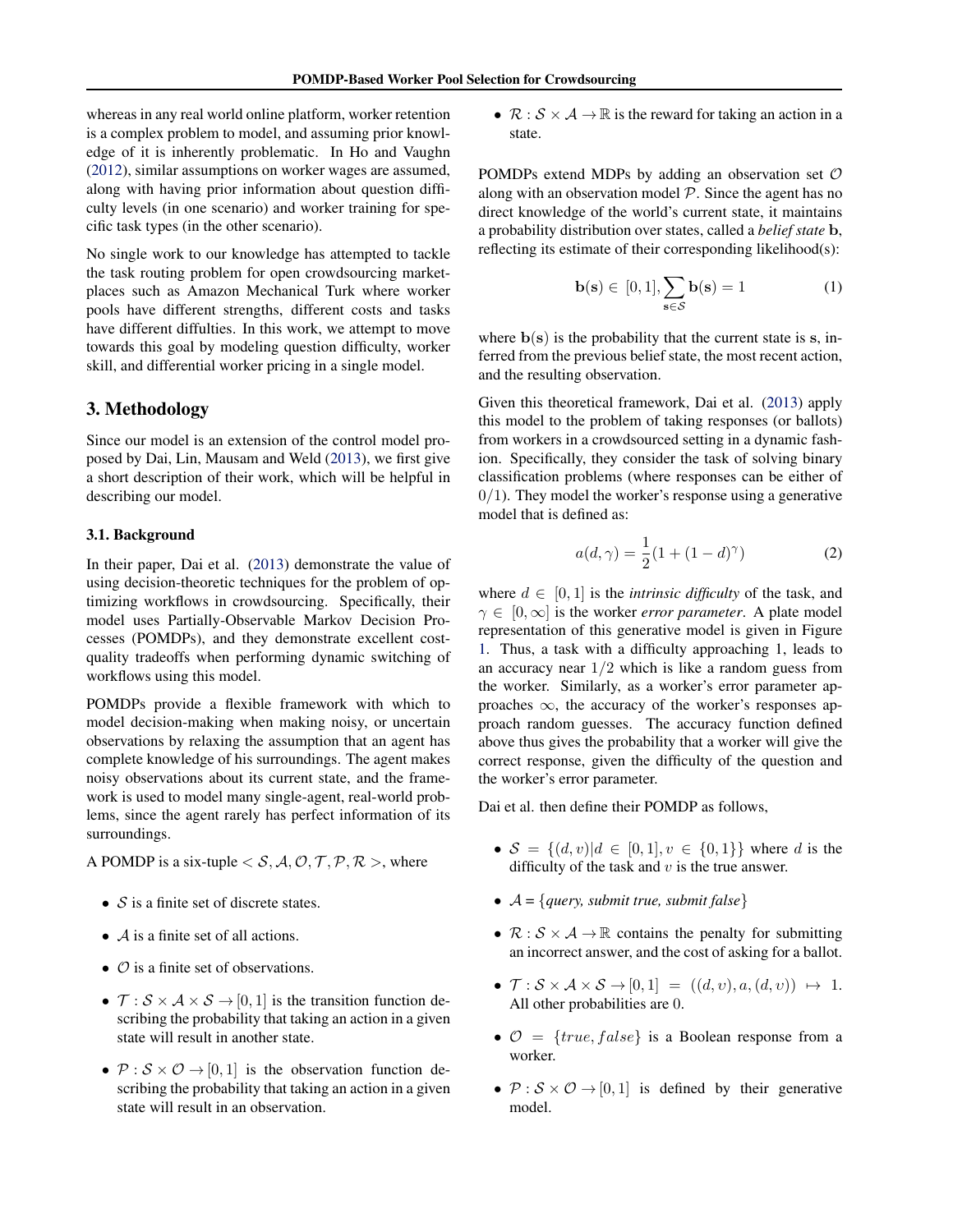whereas in any real world online platform, worker retention is a complex problem to model, and assuming prior knowledge of it is inherently problematic. In Ho and Vaughn (2012), similar assumptions on worker wages are assumed, along with having prior information about question difficulty levels (in one scenario) and worker training for specific task types (in the other scenario).

No single work to our knowledge has attempted to tackle the task routing problem for open crowdsourcing marketplaces such as Amazon Mechanical Turk where worker pools have different strengths, different costs and tasks have different diffulties. In this work, we attempt to move towards this goal by modeling question difficulty, worker skill, and differential worker pricing in a single model.

## 3. Methodology

Since our model is an extension of the control model proposed by Dai, Lin, Mausam and Weld (2013), we first give a short description of their work, which will be helpful in describing our model.

### 3.1. Background

In their paper, Dai et al. (2013) demonstrate the value of using decision-theoretic techniques for the problem of optimizing workflows in crowdsourcing. Specifically, their model uses Partially-Observable Markov Decision Processes (POMDPs), and they demonstrate excellent cost-quality tradeoffs when performing dynamic switching of workflows using this model.

POMDPs provide a flexible framework with which to model decision-making when making noisy, or uncertain observations by relaxing the assumption that an agent has complete knowledge of his surroundings. The agent makes noisy observations about its current state, and the framework is used to model many single-agent, real-world problems, since the agent rarely has perfect information of its surroundings.

A POMDP is a six-tuple $<\mathcal{S}, \mathcal{A}, \mathcal{O}, \mathcal{T}, \mathcal{P}, \mathcal{R}>$, where

- $\mathcal{S}$ is a finite set of discrete states.
- $\mathcal{A}$ is a finite set of all actions.
- $\mathcal{O}$ is a finite set of observations.
- $\mathcal{T} : \mathcal{S} \times \mathcal{A} \times \mathcal{S} \rightarrow [0, 1]$ is the transition function describing the probability that taking an action in a given state will result in another state.
- $\mathcal{P} : \mathcal{S} \times \mathcal{O} \rightarrow [0, 1]$ is the observation function describing the probability that taking an action in a given state will result in an observation.
- $\mathcal{R} : \mathcal{S} \times \mathcal{A} \rightarrow \mathbb{R}$ is the reward for taking an action in a state.

POMDPs extend MDPs by adding an observation set $\mathcal{O}$ along with an observation model $\mathcal{P}$. Since the agent has no direct knowledge of the world's current state, it maintains a probability distribution over states, called a *belief state* $\mathbf{b}$, reflecting its estimate of their corresponding likelihood(s):

$$\mathbf{b}(\mathbf{s}) \in [0, 1], \sum_{\mathbf{s} \in \mathcal{S}} \mathbf{b}(\mathbf{s}) = 1 \tag{1}$$

where $\mathbf{b}(\mathbf{s})$ is the probability that the current state is $\mathbf{s}$, inferred from the previous belief state, the most recent action, and the resulting observation.

Given this theoretical framework, Dai et al. (2013) apply this model to the problem of taking responses (or ballots) from workers in a crowdsourced setting in a dynamic fashion. Specifically, they consider the task of solving binary classification problems (where responses can be either of $0/1$). They model the worker's response using a generative model that is defined as:

$$a(d, \gamma) = \frac{1}{2}(1 + (1 - d)^{\gamma}) \tag{2}$$

where $d \in [0, 1]$ is the *intrinsic difficulty* of the task, and $\gamma \in [0, \infty]$ is the worker *error parameter*. A plate model representation of this generative model is given in Figure 1. Thus, a task with a difficulty approaching 1, leads to an accuracy near $1/2$ which is like a random guess from the worker. Similarly, as a worker's error parameter approaches $\infty$, the accuracy of the worker's responses approach random guesses. The accuracy function defined above thus gives the probability that a worker will give the correct response, given the difficulty of the question and the worker's error parameter.

Dai et al. then define their POMDP as follows,

- $\mathcal{S} = \{(d, v) | d \in [0, 1], v \in \{0, 1\}\}$ where $d$ is the difficulty of the task and $v$ is the true answer.
- $\mathcal{A}$ = {*query, submit true, submit false*}
- $\mathcal{R} : \mathcal{S} \times \mathcal{A} \rightarrow \mathbb{R}$ contains the penalty for submitting an incorrect answer, and the cost of asking for a ballot.
- $\mathcal{T} : \mathcal{S} \times \mathcal{A} \times \mathcal{S} \rightarrow [0, 1] = ((d, v), a, (d, v)) \mapsto 1$. All other probabilities are 0.
- $\mathcal{O} = \{true, false\}$ is a Boolean response from a worker.
- $\mathcal{P} : \mathcal{S} \times \mathcal{O} \rightarrow [0, 1]$ is defined by their generative model.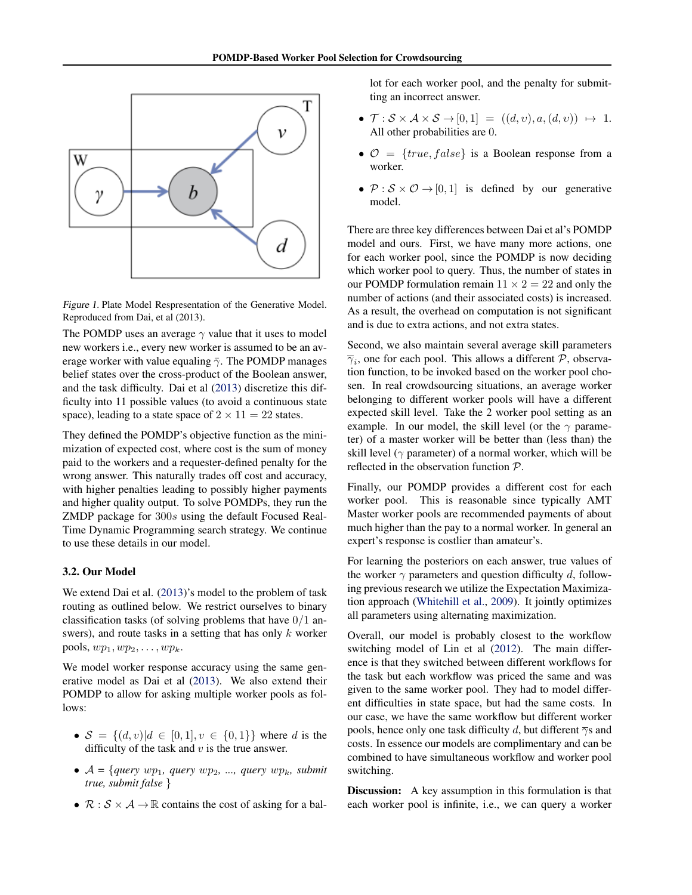Figure 1. Plate Model Respresentation of the Generative Model. Reproduced from Dai, et al (2013).

The POMDP uses an average $\gamma$ value that it uses to model new workers i.e., every new worker is assumed to be an average worker with value equaling $\bar{\gamma}$. The POMDP manages belief states over the cross-product of the Boolean answer, and the task difficulty. Dai et al (2013) discretize this difficulty into 11 possible values (to avoid a continuous state space), leading to a state space of $2 \times 11 = 22$ states.

They defined the POMDP's objective function as the minimization of expected cost, where cost is the sum of money paid to the workers and a requester-defined penalty for the wrong answer. This naturally trades off cost and accuracy, with higher penalties leading to possibly higher payments and higher quality output. To solve POMDPs, they run the ZMDP package for $300s$ using the default Focused Real-Time Dynamic Programming search strategy. We continue to use these details in our model.

### 3.2. Our Model

We extend Dai et al. (2013)'s model to the problem of task routing as outlined below. We restrict ourselves to binary classification tasks (of solving problems that have $0/1$ answers), and route tasks in a setting that has only $k$ worker pools, $wp_1, wp_2, \ldots, wp_k$.

We model worker response accuracy using the same generative model as Dai et al (2013). We also extend their POMDP to allow for asking multiple worker pools as follows:

- $\mathcal{S} = \{(d, v) | d \in [0, 1], v \in \{0, 1\}\}$ where $d$ is the difficulty of the task and $v$ is the true answer.
- $\mathcal{A}$ = {*query* $wp_1$, *query* $wp_2$, ..., *query* $wp_k$, *submit true*, *submit false* }
- $\mathcal{R} : \mathcal{S} \times \mathcal{A} \rightarrow \mathbb{R}$ contains the cost of asking for a ballot for each worker pool, and the penalty for submitting an incorrect answer.
- $\mathcal{T} : \mathcal{S} \times \mathcal{A} \times \mathcal{S} \rightarrow [0, 1] = ((d, v), a, (d, v)) \mapsto 1$. All other probabilities are $0$.
- $\mathcal{O} = \{true, false\}$ is a Boolean response from a worker.
- $\mathcal{P} : \mathcal{S} \times \mathcal{O} \rightarrow [0, 1]$ is defined by our generative model.

There are three key differences between Dai et al's POMDP model and ours. First, we have many more actions, one for each worker pool, since the POMDP is now deciding which worker pool to query. Thus, the number of states in our POMDP formulation remain $11 \times 2 = 22$ and only the number of actions (and their associated costs) is increased. As a result, the overhead on computation is not significant and is due to extra actions, and not extra states.

Second, we also maintain several average skill parameters $\bar{\gamma}_i$, one for each pool. This allows a different $\mathcal{P}$, observation function, to be invoked based on the worker pool chosen. In real crowdsourcing situations, an average worker belonging to different worker pools will have a different expected skill level. Take the 2 worker pool setting as an example. In our model, the skill level (or the $\gamma$ parameter) of a master worker will be better than (less than) the skill level ($\gamma$ parameter) of a normal worker, which will be reflected in the observation function $\mathcal{P}$.

Finally, our POMDP provides a different cost for each worker pool. This is reasonable since typically AMT Master worker pools are recommended payments of about much higher than the pay to a normal worker. In general an expert's response is costlier than amateur's.

For learning the posteriors on each answer, true values of the worker $\gamma$ parameters and question difficulty $d$, following previous research we utilize the Expectation Maximization approach (Whitehill et al., 2009). It jointly optimizes all parameters using alternating maximization.

Overall, our model is probably closest to the workflow switching model of Lin et al (2012). The main difference is that they switched between different workflows for the task but each workflow was priced the same and was given to the same worker pool. They had to model different difficulties in state space, but had the same costs. In our case, we have the same workflow but different worker pools, hence only one task difficulty $d$, but different $\bar{\gamma}$s and costs. In essence our models are complimentary and can be combined to have simultaneous workflow and worker pool switching.

**Discussion:** A key assumption in this formulation is that each worker pool is infinite, i.e., we can query a worker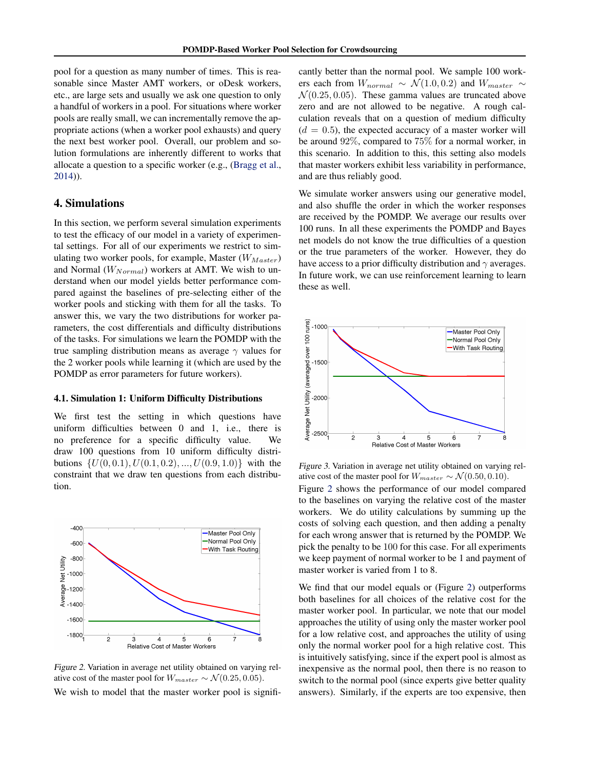pool for a question as many number of times. This is reasonable since Master AMT workers, or oDesk workers, etc., are large sets and usually we ask one question to only a handful of workers in a pool. For situations where worker pools are really small, we can incrementally remove the appropriate actions (when a worker pool exhausts) and query the next best worker pool. Overall, our problem and solution formulations are inherently different to works that allocate a question to a specific worker (e.g., (Bragg et al., 2014)).

## 4. Simulations

In this section, we perform several simulation experiments to test the efficacy of our model in a variety of experimental settings. For all of our experiments we restrict to simulating two worker pools, for example, Master ($W_{Master}$) and Normal ($W_{Normal}$) workers at AMT. We wish to understand when our model yields better performance compared against the baselines of pre-selecting either of the worker pools and sticking with them for all the tasks. To answer this, we vary the two distributions for worker parameters, the cost differentials and difficulty distributions of the tasks. For simulations we learn the POMDP with the true sampling distribution means as average $\gamma$ values for the 2 worker pools while learning it (which are used by the POMDP as error parameters for future workers).

### 4.1. Simulation 1: Uniform Difficulty Distributions

We first test the setting in which questions have uniform difficulties between 0 and 1, i.e., there is no preference for a specific difficulty value. We draw 100 questions from 10 uniform difficulty distributions $\{U(0, 0.1), U(0.1, 0.2), ..., U(0.9, 1.0)\}$ with the constraint that we draw ten questions from each distribution.

Figure 2. Variation in average net utility obtained on varying relative cost of the master pool for $W_{master} \sim \mathcal{N}(0.25, 0.05)$.

We wish to model that the master worker pool is significantly better than the normal pool. We sample 100 workers each from $W_{normal} \sim \mathcal{N}(1.0, 0.2)$ and $W_{master} \sim \mathcal{N}(0.25, 0.05)$. These gamma values are truncated above zero and are not allowed to be negative. A rough calculation reveals that on a question of medium difficulty ($d = 0.5$), the expected accuracy of a master worker will be around 92%, compared to 75% for a normal worker, in this scenario. In addition to this, this setting also models that master workers exhibit less variability in performance, and are thus reliably good.

We simulate worker answers using our generative model, and also shuffle the order in which the worker responses are received by the POMDP. We average our results over 100 runs. In all these experiments the POMDP and Bayes net models do not know the true difficulties of a question or the true parameters of the worker. However, they do have access to a prior difficulty distribution and $\gamma$ averages. In future work, we can use reinforcement learning to learn these as well.

Figure 3. Variation in average net utility obtained on varying relative cost of the master pool for $W_{master} \sim \mathcal{N}(0.50, 0.10)$.

Figure 2 shows the performance of our model compared to the baselines on varying the relative cost of the master workers. We do utility calculations by summing up the costs of solving each question, and then adding a penalty for each wrong answer that is returned by the POMDP. We pick the penalty to be 100 for this case. For all experiments we keep payment of normal worker to be 1 and payment of master worker is varied from 1 to 8.

We find that our model equals or (Figure 2) outperforms both baselines for all choices of the relative cost for the master worker pool. In particular, we note that our model approaches the utility of using only the master worker pool for a low relative cost, and approaches the utility of using only the normal worker pool for a high relative cost. This is intuitively satisfying, since if the expert pool is almost as inexpensive as the normal pool, then there is no reason to switch to the normal pool (since experts give better quality answers). Similarly, if the experts are too expensive, then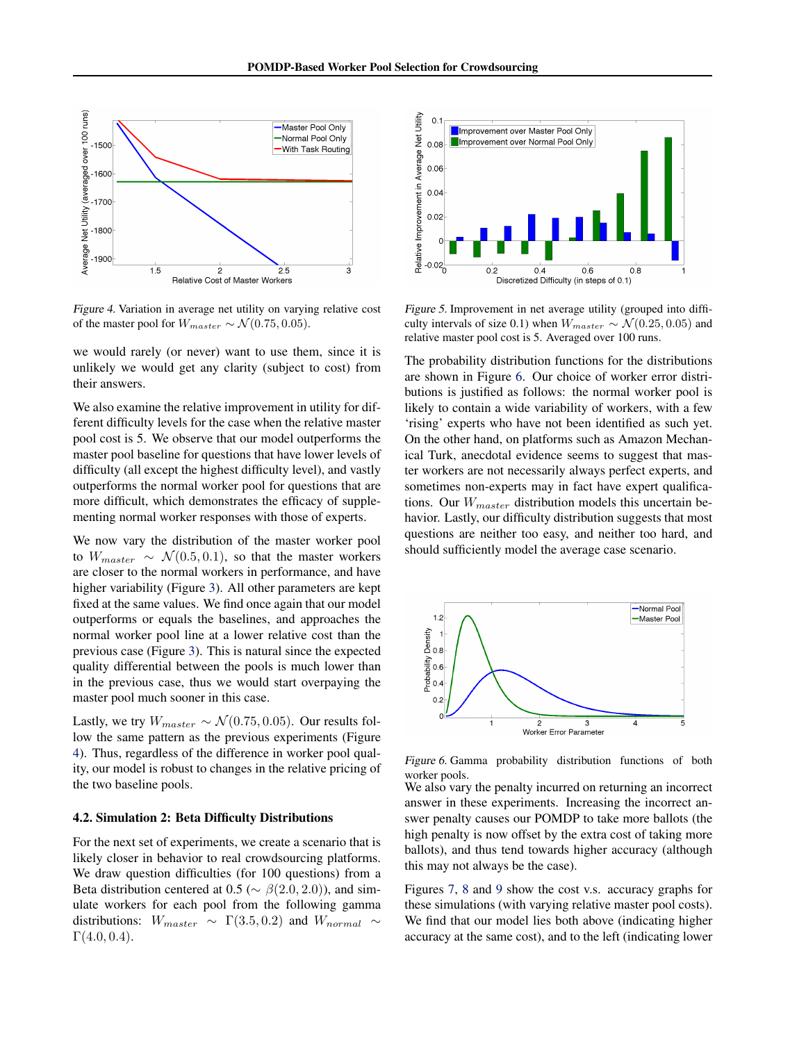Figure 4. Variation in average net utility on varying relative cost of the master pool for $W_{master} \sim \mathcal{N}(0.75, 0.05)$.

Figure 5. Improvement in net average utility (grouped into difficulty intervals of size 0.1) when $W_{master} \sim \mathcal{N}(0.25, 0.05)$ and relative master pool cost is 5. Averaged over 100 runs.

we would rarely (or never) want to use them, since it is unlikely we would get any clarity (subject to cost) from their answers.

We also examine the relative improvement in utility for different difficulty levels for the case when the relative master pool cost is 5. We observe that our model outperforms the master pool baseline for questions that have lower levels of difficulty (all except the highest difficulty level), and vastly outperforms the normal worker pool for questions that are more difficult, which demonstrates the efficacy of supplementing normal worker responses with those of experts.

We now vary the distribution of the master worker pool to $W_{master} \sim \mathcal{N}(0.5, 0.1)$, so that the master workers are closer to the normal workers in performance, and have higher variability (Figure 3). All other parameters are kept fixed at the same values. We find once again that our model outperforms or equals the baselines, and approaches the normal worker pool line at a lower relative cost than the previous case (Figure 3). This is natural since the expected quality differential between the pools is much lower than in the previous case, thus we would start overpaying the master pool much sooner in this case.

Lastly, we try $W_{master} \sim \mathcal{N}(0.75, 0.05)$. Our results follow the same pattern as the previous experiments (Figure 4). Thus, regardless of the difference in worker pool quality, our model is robust to changes in the relative pricing of the two baseline pools.

### 4.2. Simulation 2: Beta Difficulty Distributions

For the next set of experiments, we create a scenario that is likely closer in behavior to real crowdsourcing platforms. We draw question difficulties (for 100 questions) from a Beta distribution centered at 0.5 ($\sim \beta(2.0, 2.0)$), and simulate workers for each pool from the following gamma distributions: $W_{master} \sim \Gamma(3.5, 0.2)$ and $W_{normal} \sim \Gamma(4.0, 0.4)$.

The probability distribution functions for the distributions are shown in Figure 6. Our choice of worker error distributions is justified as follows: the normal worker pool is likely to contain a wide variability of workers, with a few 'rising' experts who have not been identified as such yet. On the other hand, on platforms such as Amazon Mechanical Turk, anecdotal evidence seems to suggest that master workers are not necessarily always perfect experts, and sometimes non-experts may in fact have expert qualifications. Our $W_{master}$ distribution models this uncertain behavior. Lastly, our difficulty distribution suggests that most questions are neither too easy, and neither too hard, and should sufficiently model the average case scenario.

Figure 6. Gamma probability distribution functions of both worker pools.

We also vary the penalty incurred on returning an incorrect answer in these experiments. Increasing the incorrect answer penalty causes our POMDP to take more ballots (the high penalty is now offset by the extra cost of taking more ballots), and thus tend towards higher accuracy (although this may not always be the case).

Figures 7, 8 and 9 show the cost v.s. accuracy graphs for these simulations (with varying relative master pool costs). We find that our model lies both above (indicating higher accuracy at the same cost), and to the left (indicating lower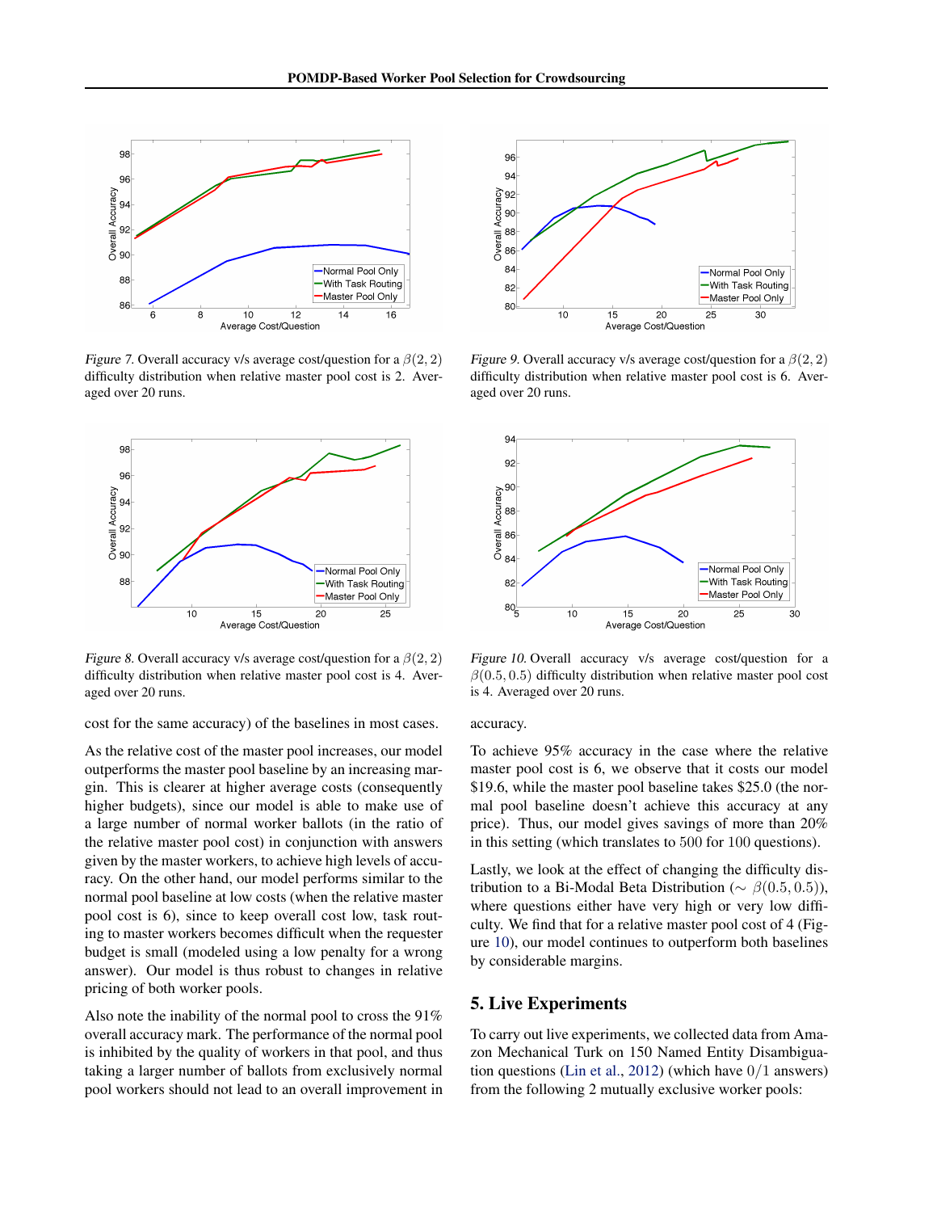Figure 7. Overall accuracy v/s average cost/question for a $\beta(2, 2)$ difficulty distribution when relative master pool cost is 2. Averaged over 20 runs.

Figure 8. Overall accuracy v/s average cost/question for a $\beta(2, 2)$ difficulty distribution when relative master pool cost is 4. Averaged over 20 runs.

Figure 9. Overall accuracy v/s average cost/question for a $\beta(2, 2)$ difficulty distribution when relative master pool cost is 6. Averaged over 20 runs.

Figure 10. Overall accuracy v/s average cost/question for a $\beta(0.5, 0.5)$ difficulty distribution when relative master pool cost is 4. Averaged over 20 runs.

cost for the same accuracy) of the baselines in most cases.

As the relative cost of the master pool increases, our model outperforms the master pool baseline by an increasing margin. This is clearer at higher average costs (consequently higher budgets), since our model is able to make use of a large number of normal worker ballots (in the ratio of the relative master pool cost) in conjunction with answers given by the master workers, to achieve high levels of accuracy. On the other hand, our model performs similar to the normal pool baseline at low costs (when the relative master pool cost is 6), since to keep overall cost low, task routing to master workers becomes difficult when the requester budget is small (modeled using a low penalty for a wrong answer). Our model is thus robust to changes in relative pricing of both worker pools.

Also note the inability of the normal pool to cross the 91% overall accuracy mark. The performance of the normal pool is inhibited by the quality of workers in that pool, and thus taking a larger number of ballots from exclusively normal pool workers should not lead to an overall improvement in accuracy.

To achieve 95% accuracy in the case where the relative master pool cost is 6, we observe that it costs our model \$19.6, while the master pool baseline takes \$25.0 (the normal pool baseline doesn't achieve this accuracy at any price). Thus, our model gives savings of more than 20% in this setting (which translates to 500 for 100 questions).

Lastly, we look at the effect of changing the difficulty distribution to a Bi-Modal Beta Distribution ($\sim \beta(0.5, 0.5)$), where questions either have very high or very low difficulty. We find that for a relative master pool cost of 4 (Figure 10), our model continues to outperform both baselines by considerable margins.

## 5. Live Experiments

To carry out live experiments, we collected data from Amazon Mechanical Turk on 150 Named Entity Disambiguation questions (Lin et al., 2012) (which have $0/1$ answers) from the following 2 mutually exclusive worker pools: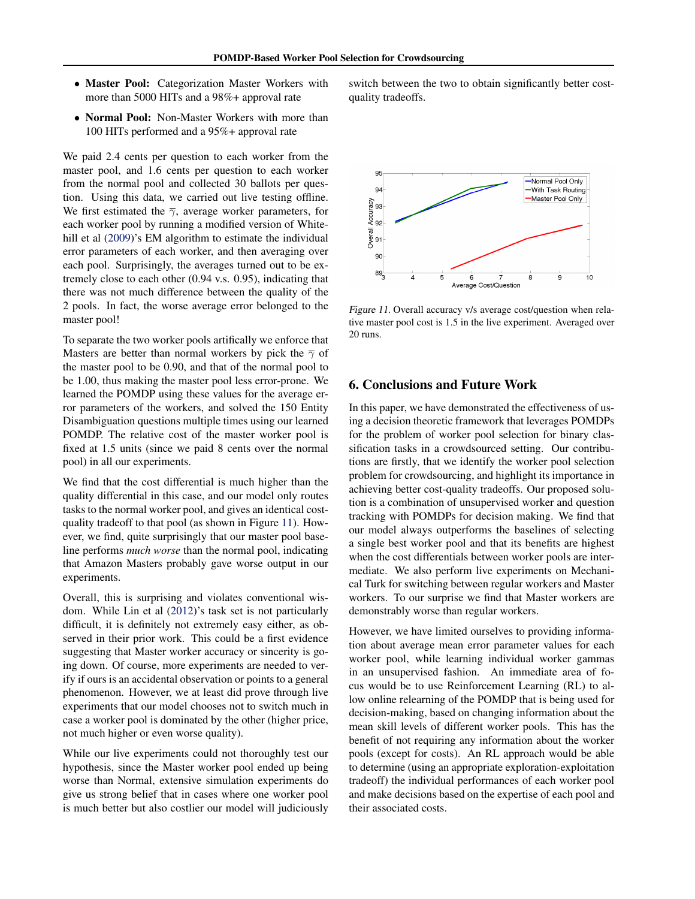- **Master Pool:** Categorization Master Workers with more than 5000 HITs and a 98%+ approval rate
- **Normal Pool:** Non-Master Workers with more than 100 HITs performed and a 95%+ approval rate

We paid 2.4 cents per question to each worker from the master pool, and 1.6 cents per question to each worker from the normal pool and collected 30 ballots per question. Using this data, we carried out live testing offline. We first estimated the $\overline{\gamma}$, average worker parameters, for each worker pool by running a modified version of Whitehill et al (2009)'s EM algorithm to estimate the individual error parameters of each worker, and then averaging over each pool. Surprisingly, the averages turned out to be extremely close to each other (0.94 v.s. 0.95), indicating that there was not much difference between the quality of the 2 pools. In fact, the worse average error belonged to the master pool!

To separate the two worker pools artifically we enforce that Masters are better than normal workers by pick the $\overline{\gamma}$ of the master pool to be 0.90, and that of the normal pool to be 1.00, thus making the master pool less error-prone. We learned the POMDP using these values for the average error parameters of the workers, and solved the 150 Entity Disambiguation questions multiple times using our learned POMDP. The relative cost of the master worker pool is fixed at 1.5 units (since we paid 8 cents over the normal pool) in all our experiments.

We find that the cost differential is much higher than the quality differential in this case, and our model only routes tasks to the normal worker pool, and gives an identical cost-quality tradeoff to that pool (as shown in Figure 11). However, we find, quite surprisingly that our master pool baseline performs *much worse* than the normal pool, indicating that Amazon Masters probably gave worse output in our experiments.

Overall, this is surprising and violates conventional wisdom. While Lin et al (2012)'s task set is not particularly difficult, it is definitely not extremely easy either, as observed in their prior work. This could be a first evidence suggesting that Master worker accuracy or sincerity is going down. Of course, more experiments are needed to verify if ours is an accidental observation or points to a general phenomenon. However, we at least did prove through live experiments that our model chooses not to switch much in case a worker pool is dominated by the other (higher price, not much higher or even worse quality).

While our live experiments could not thoroughly test our hypothesis, since the Master worker pool ended up being worse than Normal, extensive simulation experiments do give us strong belief that in cases where one worker pool is much better but also costlier our model will judiciously switch between the two to obtain significantly better cost-quality tradeoffs.

*Figure 11.* Overall accuracy v/s average cost/question when relative master pool cost is 1.5 in the live experiment. Averaged over 20 runs.

## 6. Conclusions and Future Work

In this paper, we have demonstrated the effectiveness of using a decision theoretic framework that leverages POMDPs for the problem of worker pool selection for binary classification tasks in a crowdsourced setting. Our contributions are firstly, that we identify the worker pool selection problem for crowdsourcing, and highlight its importance in achieving better cost-quality tradeoffs. Our proposed solution is a combination of unsupervised worker and question tracking with POMDPs for decision making. We find that our model always outperforms the baselines of selecting a single best worker pool and that its benefits are highest when the cost differentials between worker pools are intermediate. We also perform live experiments on Mechanical Turk for switching between regular workers and Master workers. To our surprise we find that Master workers are demonstrably worse than regular workers.

However, we have limited ourselves to providing information about average mean error parameter values for each worker pool, while learning individual worker gammas in an unsupervised fashion. An immediate area of focus would be to use Reinforcement Learning (RL) to allow online relearning of the POMDP that is being used for decision-making, based on changing information about the mean skill levels of different worker pools. This has the benefit of not requiring any information about the worker pools (except for costs). An RL approach would be able to determine (using an appropriate exploration-exploitation tradeoff) the individual performances of each worker pool and make decisions based on the expertise of each pool and their associated costs.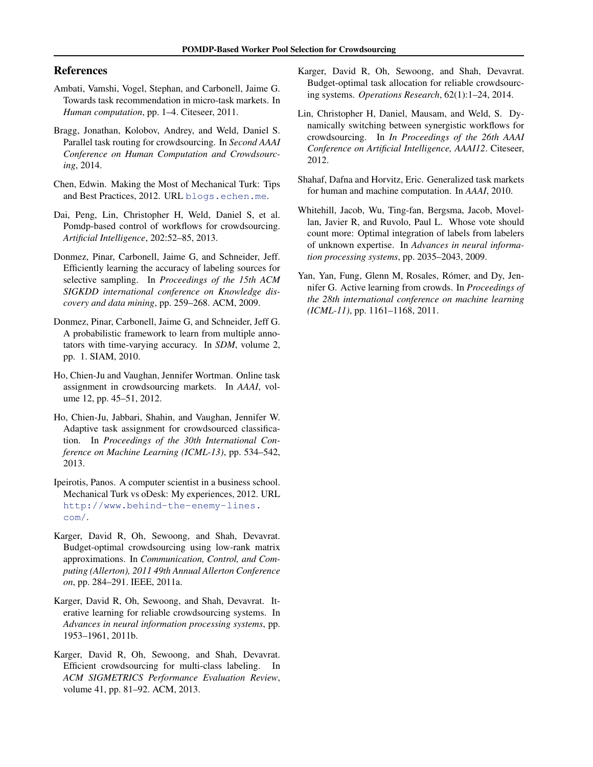## References

Ambati, Vamshi, Vogel, Stephan, and Carbonell, Jaime G. Towards task recommendation in micro-task markets. In *Human computation*, pp. 1–4. Citeseer, 2011.

Bragg, Jonathan, Kolobov, Andrey, and Weld, Daniel S. Parallel task routing for crowdsourcing. In *Second AAAI Conference on Human Computation and Crowdsourcing*, 2014.

Chen, Edwin. Making the Most of Mechanical Turk: Tips and Best Practices, 2012. URL blogs.echen.me.

Dai, Peng, Lin, Christopher H, Weld, Daniel S, et al. Pomdp-based control of workflows for crowdsourcing. *Artificial Intelligence*, 202:52–85, 2013.

Donmez, Pinar, Carbonell, Jaime G, and Schneider, Jeff. Efficiently learning the accuracy of labeling sources for selective sampling. In *Proceedings of the 15th ACM SIGKDD international conference on Knowledge discovery and data mining*, pp. 259–268. ACM, 2009.

Donmez, Pinar, Carbonell, Jaime G, and Schneider, Jeff G. A probabilistic framework to learn from multiple annotators with time-varying accuracy. In *SDM*, volume 2, pp. 1. SIAM, 2010.

Ho, Chien-Ju and Vaughan, Jennifer Wortman. Online task assignment in crowdsourcing markets. In *AAAI*, volume 12, pp. 45–51, 2012.

Ho, Chien-Ju, Jabbari, Shahin, and Vaughan, Jennifer W. Adaptive task assignment for crowdsourced classification. In *Proceedings of the 30th International Conference on Machine Learning (ICML-13)*, pp. 534–542, 2013.

Ipeirotis, Panos. A computer scientist in a business school. Mechanical Turk vs oDesk: My experiences, 2012. URL http://www.behind-the-enemy-lines.com/.

Karger, David R, Oh, Sewoong, and Shah, Devavrat. Budget-optimal crowdsourcing using low-rank matrix approximations. In *Communication, Control, and Computing (Allerton), 2011 49th Annual Allerton Conference on*, pp. 284–291. IEEE, 2011a.

Karger, David R, Oh, Sewoong, and Shah, Devavrat. Iterative learning for reliable crowdsourcing systems. In *Advances in neural information processing systems*, pp. 1953–1961, 2011b.

Karger, David R, Oh, Sewoong, and Shah, Devavrat. Efficient crowdsourcing for multi-class labeling. In *ACM SIGMETRICS Performance Evaluation Review*, volume 41, pp. 81–92. ACM, 2013.

Karger, David R, Oh, Sewoong, and Shah, Devavrat. Budget-optimal task allocation for reliable crowdsourcing systems. *Operations Research*, 62(1):1–24, 2014.

Lin, Christopher H, Daniel, Mausam, and Weld, S. Dynamically switching between synergistic workflows for crowdsourcing. In *In Proceedings of the 26th AAAI Conference on Artificial Intelligence, AAAI12*. Citeseer, 2012.

Shahaf, Dafna and Horvitz, Eric. Generalized task markets for human and machine computation. In *AAAI*, 2010.

Whitehill, Jacob, Wu, Ting-fan, Bergsma, Jacob, Movellan, Javier R, and Ruvolo, Paul L. Whose vote should count more: Optimal integration of labels from labelers of unknown expertise. In *Advances in neural information processing systems*, pp. 2035–2043, 2009.

Yan, Yan, Fung, Glenn M, Rosales, Rómer, and Dy, Jennifer G. Active learning from crowds. In *Proceedings of the 28th international conference on machine learning (ICML-11)*, pp. 1161–1168, 2011.